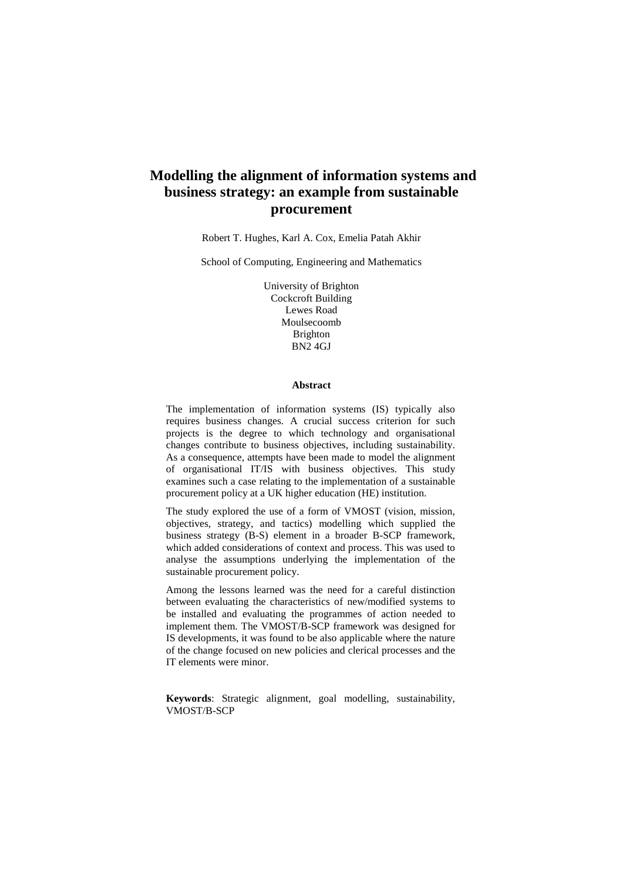# Modelling the alignment of information systems and business strategy: an example from sustainable procurement

Robert T. Hughes, Karl A. Cox, Emelia Patah Akhir

School of Computing, Engineering and Mathematics

University of Brighton
Cockcroft Building
Lewes Road
Moulsecoomb
Brighton
BN2 4GJ

## Abstract

The implementation of information systems (IS) typically also requires business changes. A crucial success criterion for such projects is the degree to which technology and organisational changes contribute to business objectives, including sustainability. As a consequence, attempts have been made to model the alignment of organisational IT/IS with business objectives. This study examines such a case relating to the implementation of a sustainable procurement policy at a UK higher education (HE) institution.

The study explored the use of a form of VMOST (vision, mission, objectives, strategy, and tactics) modelling which supplied the business strategy (B-S) element in a broader B-SCP framework, which added considerations of context and process. This was used to analyse the assumptions underlying the implementation of the sustainable procurement policy.

Among the lessons learned was the need for a careful distinction between evaluating the characteristics of new/modified systems to be installed and evaluating the programmes of action needed to implement them. The VMOST/B-SCP framework was designed for IS developments, it was found to be also applicable where the nature of the change focused on new policies and clerical processes and the IT elements were minor.

**Keywords**: Strategic alignment, goal modelling, sustainability, VMOST/B-SCP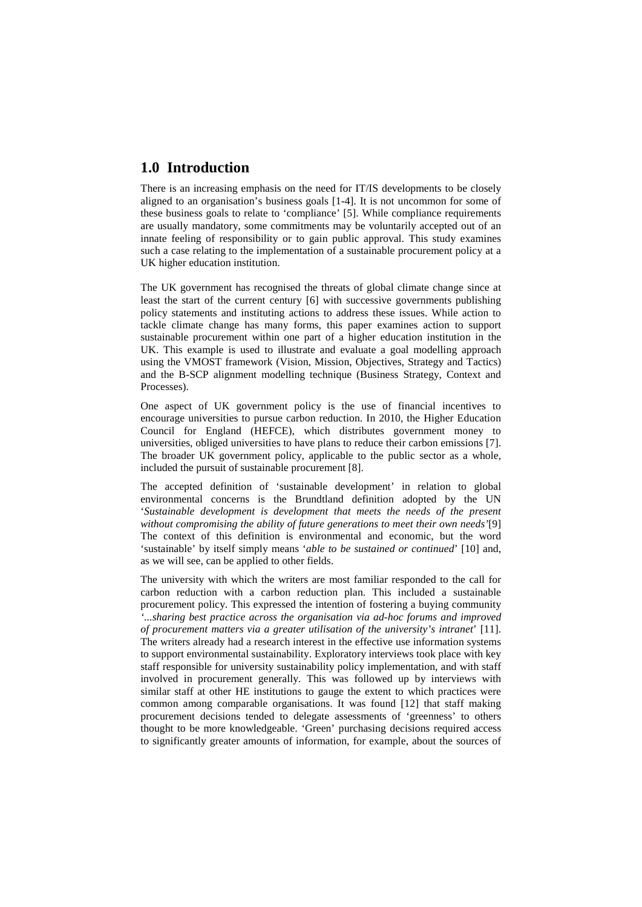## 1.0 Introduction

There is an increasing emphasis on the need for IT/IS developments to be closely aligned to an organisation's business goals [1-4]. It is not uncommon for some of these business goals to relate to 'compliance' [5]. While compliance requirements are usually mandatory, some commitments may be voluntarily accepted out of an innate feeling of responsibility or to gain public approval. This study examines such a case relating to the implementation of a sustainable procurement policy at a UK higher education institution.

The UK government has recognised the threats of global climate change since at least the start of the current century [6] with successive governments publishing policy statements and instituting actions to address these issues. While action to tackle climate change has many forms, this paper examines action to support sustainable procurement within one part of a higher education institution in the UK. This example is used to illustrate and evaluate a goal modelling approach using the VMOST framework (Vision, Mission, Objectives, Strategy and Tactics) and the B-SCP alignment modelling technique (Business Strategy, Context and Processes).

One aspect of UK government policy is the use of financial incentives to encourage universities to pursue carbon reduction. In 2010, the Higher Education Council for England (HEFCE), which distributes government money to universities, obliged universities to have plans to reduce their carbon emissions [7]. The broader UK government policy, applicable to the public sector as a whole, included the pursuit of sustainable procurement [8].

The accepted definition of 'sustainable development' in relation to global environmental concerns is the Brundtland definition adopted by the UN '*Sustainable development is development that meets the needs of the present without compromising the ability of future generations to meet their own needs'*[9] The context of this definition is environmental and economic, but the word 'sustainable' by itself simply means '*able to be sustained or continued*' [10] and, as we will see, can be applied to other fields.

The university with which the writers are most familiar responded to the call for carbon reduction with a carbon reduction plan. This included a sustainable procurement policy. This expressed the intention of fostering a buying community '*...sharing best practice across the organisation via ad-hoc forums and improved of procurement matters via a greater utilisation of the university's intranet*' [11]. The writers already had a research interest in the effective use information systems to support environmental sustainability. Exploratory interviews took place with key staff responsible for university sustainability policy implementation, and with staff involved in procurement generally. This was followed up by interviews with similar staff at other HE institutions to gauge the extent to which practices were common among comparable organisations. It was found [12] that staff making procurement decisions tended to delegate assessments of 'greenness' to others thought to be more knowledgeable. 'Green' purchasing decisions required access to significantly greater amounts of information, for example, about the sources of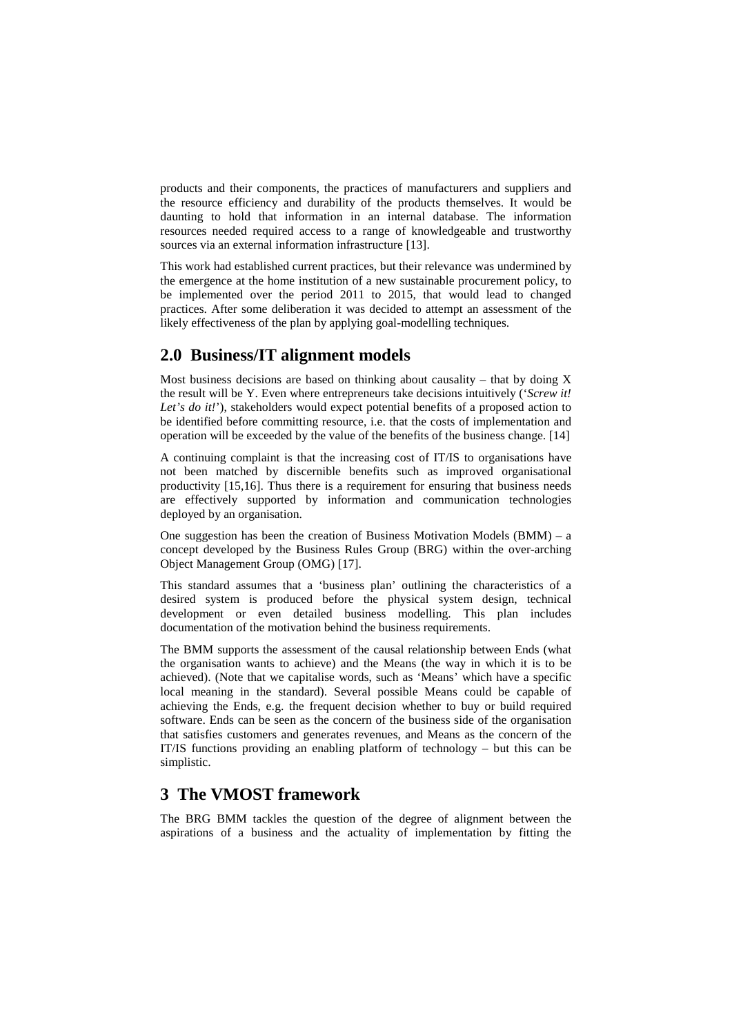products and their components, the practices of manufacturers and suppliers and the resource efficiency and durability of the products themselves. It would be daunting to hold that information in an internal database. The information resources needed required access to a range of knowledgeable and trustworthy sources via an external information infrastructure [13].

This work had established current practices, but their relevance was undermined by the emergence at the home institution of a new sustainable procurement policy, to be implemented over the period 2011 to 2015, that would lead to changed practices. After some deliberation it was decided to attempt an assessment of the likely effectiveness of the plan by applying goal-modelling techniques.

## 2.0 Business/IT alignment models

Most business decisions are based on thinking about causality – that by doing X the result will be Y. Even where entrepreneurs take decisions intuitively (‘*Screw it! Let’s do it!*’), stakeholders would expect potential benefits of a proposed action to be identified before committing resource, i.e. that the costs of implementation and operation will be exceeded by the value of the benefits of the business change. [14]

A continuing complaint is that the increasing cost of IT/IS to organisations have not been matched by discernible benefits such as improved organisational productivity [15,16]. Thus there is a requirement for ensuring that business needs are effectively supported by information and communication technologies deployed by an organisation.

One suggestion has been the creation of Business Motivation Models (BMM) – a concept developed by the Business Rules Group (BRG) within the over-arching Object Management Group (OMG) [17].

This standard assumes that a ‘business plan’ outlining the characteristics of a desired system is produced before the physical system design, technical development or even detailed business modelling. This plan includes documentation of the motivation behind the business requirements.

The BMM supports the assessment of the causal relationship between Ends (what the organisation wants to achieve) and the Means (the way in which it is to be achieved). (Note that we capitalise words, such as ‘Means’ which have a specific local meaning in the standard). Several possible Means could be capable of achieving the Ends, e.g. the frequent decision whether to buy or build required software. Ends can be seen as the concern of the business side of the organisation that satisfies customers and generates revenues, and Means as the concern of the IT/IS functions providing an enabling platform of technology – but this can be simplistic.

## 3 The VMOST framework

The BRG BMM tackles the question of the degree of alignment between the aspirations of a business and the actuality of implementation by fitting the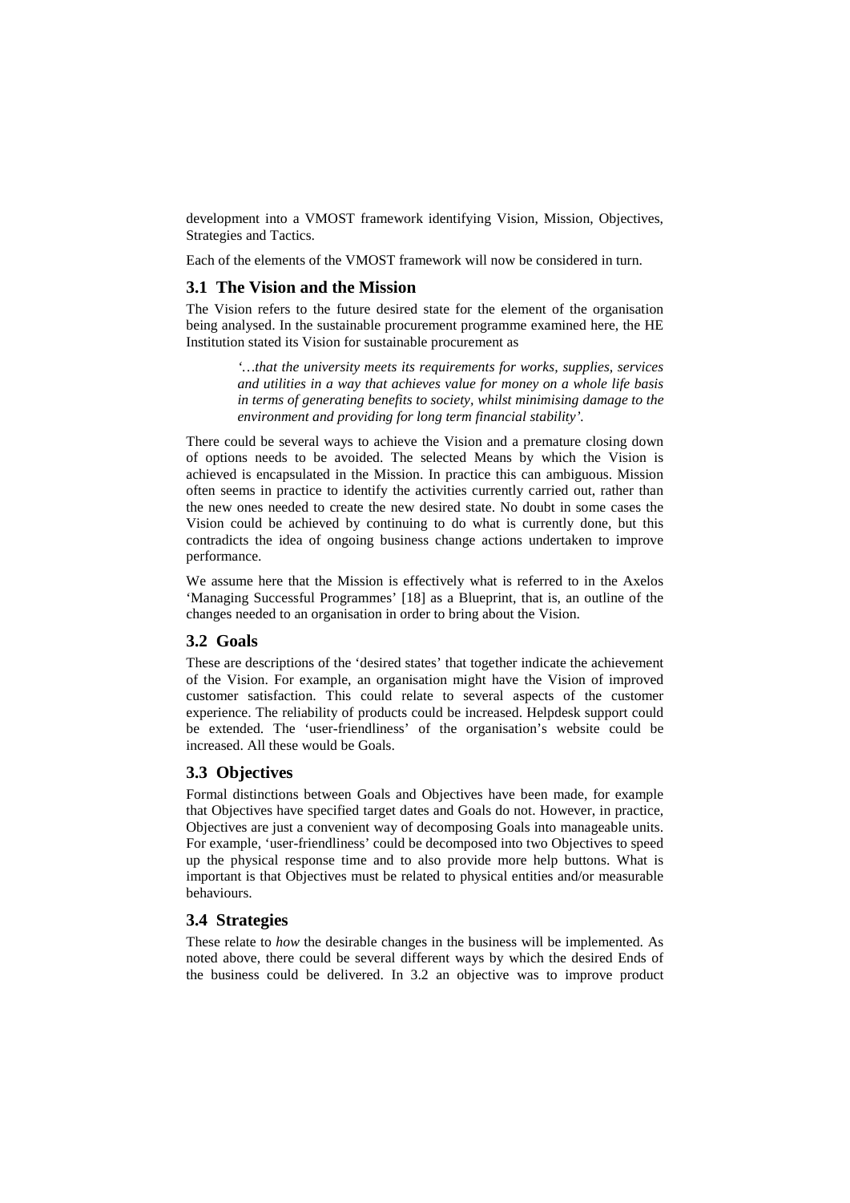development into a VMOST framework identifying Vision, Mission, Objectives, Strategies and Tactics.

Each of the elements of the VMOST framework will now be considered in turn.

### 3.1 The Vision and the Mission

The Vision refers to the future desired state for the element of the organisation being analysed. In the sustainable procurement programme examined here, the HE Institution stated its Vision for sustainable procurement as

> *'…that the university meets its requirements for works, supplies, services and utilities in a way that achieves value for money on a whole life basis in terms of generating benefits to society, whilst minimising damage to the environment and providing for long term financial stability'.*

There could be several ways to achieve the Vision and a premature closing down of options needs to be avoided. The selected Means by which the Vision is achieved is encapsulated in the Mission. In practice this can ambiguous. Mission often seems in practice to identify the activities currently carried out, rather than the new ones needed to create the new desired state. No doubt in some cases the Vision could be achieved by continuing to do what is currently done, but this contradicts the idea of ongoing business change actions undertaken to improve performance.

We assume here that the Mission is effectively what is referred to in the Axelos 'Managing Successful Programmes' [18] as a Blueprint, that is, an outline of the changes needed to an organisation in order to bring about the Vision.

### 3.2 Goals

These are descriptions of the 'desired states' that together indicate the achievement of the Vision. For example, an organisation might have the Vision of improved customer satisfaction. This could relate to several aspects of the customer experience. The reliability of products could be increased. Helpdesk support could be extended. The 'user-friendliness' of the organisation's website could be increased. All these would be Goals.

### 3.3 Objectives

Formal distinctions between Goals and Objectives have been made, for example that Objectives have specified target dates and Goals do not. However, in practice, Objectives are just a convenient way of decomposing Goals into manageable units. For example, 'user-friendliness' could be decomposed into two Objectives to speed up the physical response time and to also provide more help buttons. What is important is that Objectives must be related to physical entities and/or measurable behaviours.

### 3.4 Strategies

These relate to *how* the desirable changes in the business will be implemented. As noted above, there could be several different ways by which the desired Ends of the business could be delivered. In 3.2 an objective was to improve product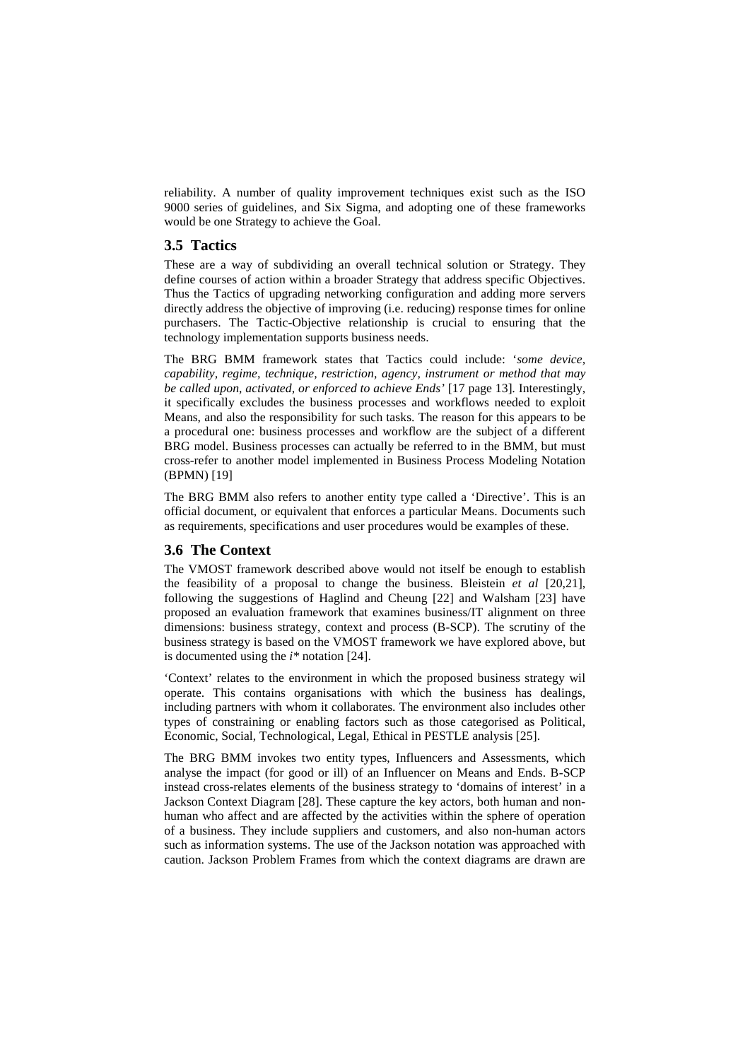reliability. A number of quality improvement techniques exist such as the ISO 9000 series of guidelines, and Six Sigma, and adopting one of these frameworks would be one Strategy to achieve the Goal.

### 3.5 Tactics

These are a way of subdividing an overall technical solution or Strategy. They define courses of action within a broader Strategy that address specific Objectives. Thus the Tactics of upgrading networking configuration and adding more servers directly address the objective of improving (i.e. reducing) response times for online purchasers. The Tactic-Objective relationship is crucial to ensuring that the technology implementation supports business needs.

The BRG BMM framework states that Tactics could include: '*some device, capability, regime, technique, restriction, agency, instrument or method that may be called upon, activated, or enforced to achieve Ends*' [17 page 13]. Interestingly, it specifically excludes the business processes and workflows needed to exploit Means, and also the responsibility for such tasks. The reason for this appears to be a procedural one: business processes and workflow are the subject of a different BRG model. Business processes can actually be referred to in the BMM, but must cross-refer to another model implemented in Business Process Modeling Notation (BPMN) [19]

The BRG BMM also refers to another entity type called a 'Directive'. This is an official document, or equivalent that enforces a particular Means. Documents such as requirements, specifications and user procedures would be examples of these.

### 3.6 The Context

The VMOST framework described above would not itself be enough to establish the feasibility of a proposal to change the business. Bleistein *et al* [20,21], following the suggestions of Haglind and Cheung [22] and Walsham [23] have proposed an evaluation framework that examines business/IT alignment on three dimensions: business strategy, context and process (B-SCP). The scrutiny of the business strategy is based on the VMOST framework we have explored above, but is documented using the *i** notation [24].

'Context' relates to the environment in which the proposed business strategy wil operate. This contains organisations with which the business has dealings, including partners with whom it collaborates. The environment also includes other types of constraining or enabling factors such as those categorised as Political, Economic, Social, Technological, Legal, Ethical in PESTLE analysis [25].

The BRG BMM invokes two entity types, Influencers and Assessments, which analyse the impact (for good or ill) of an Influencer on Means and Ends. B-SCP instead cross-relates elements of the business strategy to 'domains of interest' in a Jackson Context Diagram [28]. These capture the key actors, both human and non-human who affect and are affected by the activities within the sphere of operation of a business. They include suppliers and customers, and also non-human actors such as information systems. The use of the Jackson notation was approached with caution. Jackson Problem Frames from which the context diagrams are drawn are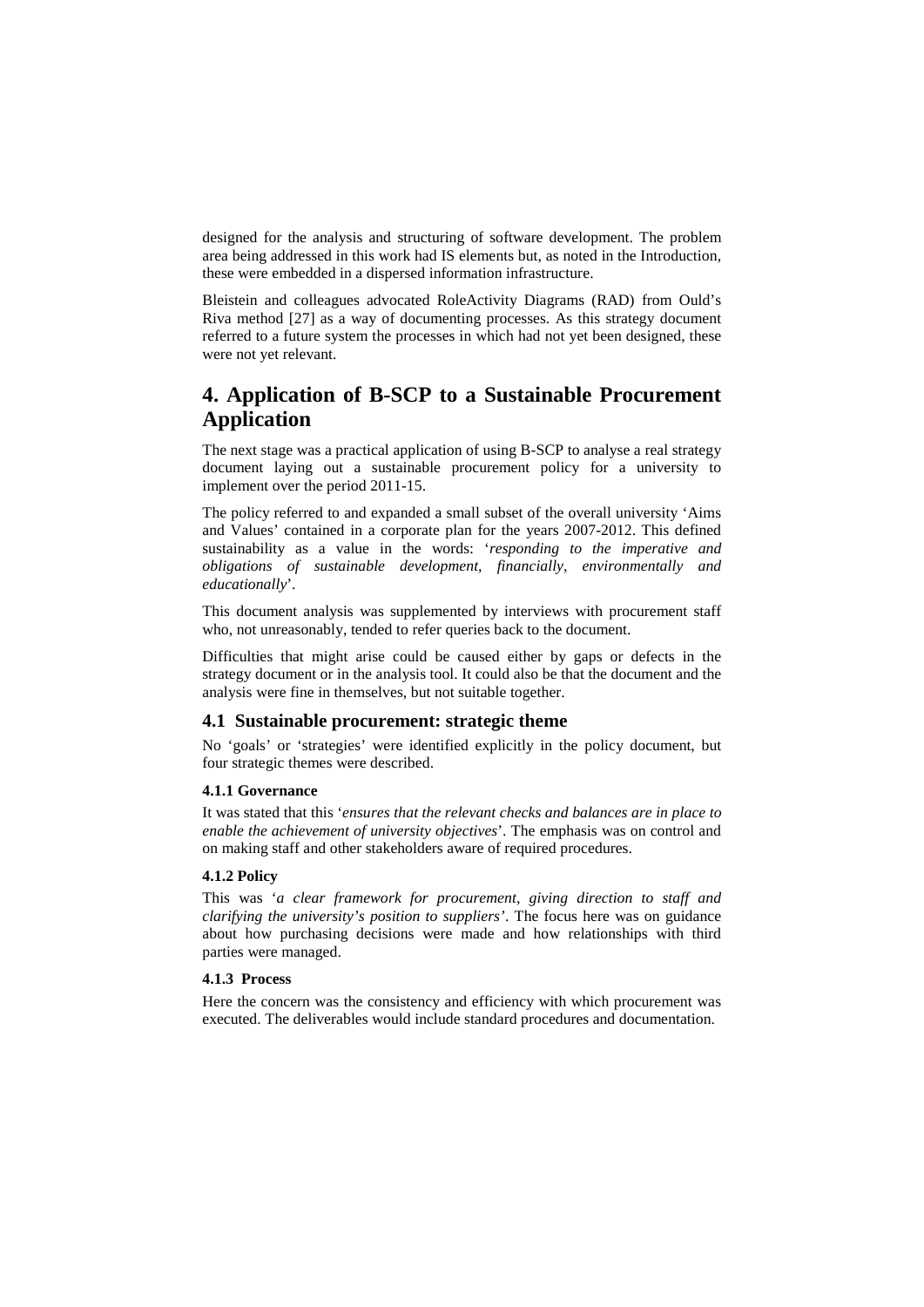designed for the analysis and structuring of software development. The problem area being addressed in this work had IS elements but, as noted in the Introduction, these were embedded in a dispersed information infrastructure.

Bleistein and colleagues advocated RoleActivity Diagrams (RAD) from Ould's Riva method [27] as a way of documenting processes. As this strategy document referred to a future system the processes in which had not yet been designed, these were not yet relevant.

# 4. Application of B-SCP to a Sustainable Procurement Application

The next stage was a practical application of using B-SCP to analyse a real strategy document laying out a sustainable procurement policy for a university to implement over the period 2011-15.

The policy referred to and expanded a small subset of the overall university 'Aims and Values' contained in a corporate plan for the years 2007-2012. This defined sustainability as a value in the words: '*responding to the imperative and obligations of sustainable development, financially, environmentally and educationally*'.

This document analysis was supplemented by interviews with procurement staff who, not unreasonably, tended to refer queries back to the document.

Difficulties that might arise could be caused either by gaps or defects in the strategy document or in the analysis tool. It could also be that the document and the analysis were fine in themselves, but not suitable together.

## 4.1 Sustainable procurement: strategic theme

No 'goals' or 'strategies' were identified explicitly in the policy document, but four strategic themes were described.

### 4.1.1 Governance

It was stated that this '*ensures that the relevant checks and balances are in place to enable the achievement of university objectives*'. The emphasis was on control and on making staff and other stakeholders aware of required procedures.

### 4.1.2 Policy

This was '*a clear framework for procurement, giving direction to staff and clarifying the university's position to suppliers*'. The focus here was on guidance about how purchasing decisions were made and how relationships with third parties were managed.

### 4.1.3 Process

Here the concern was the consistency and efficiency with which procurement was executed. The deliverables would include standard procedures and documentation.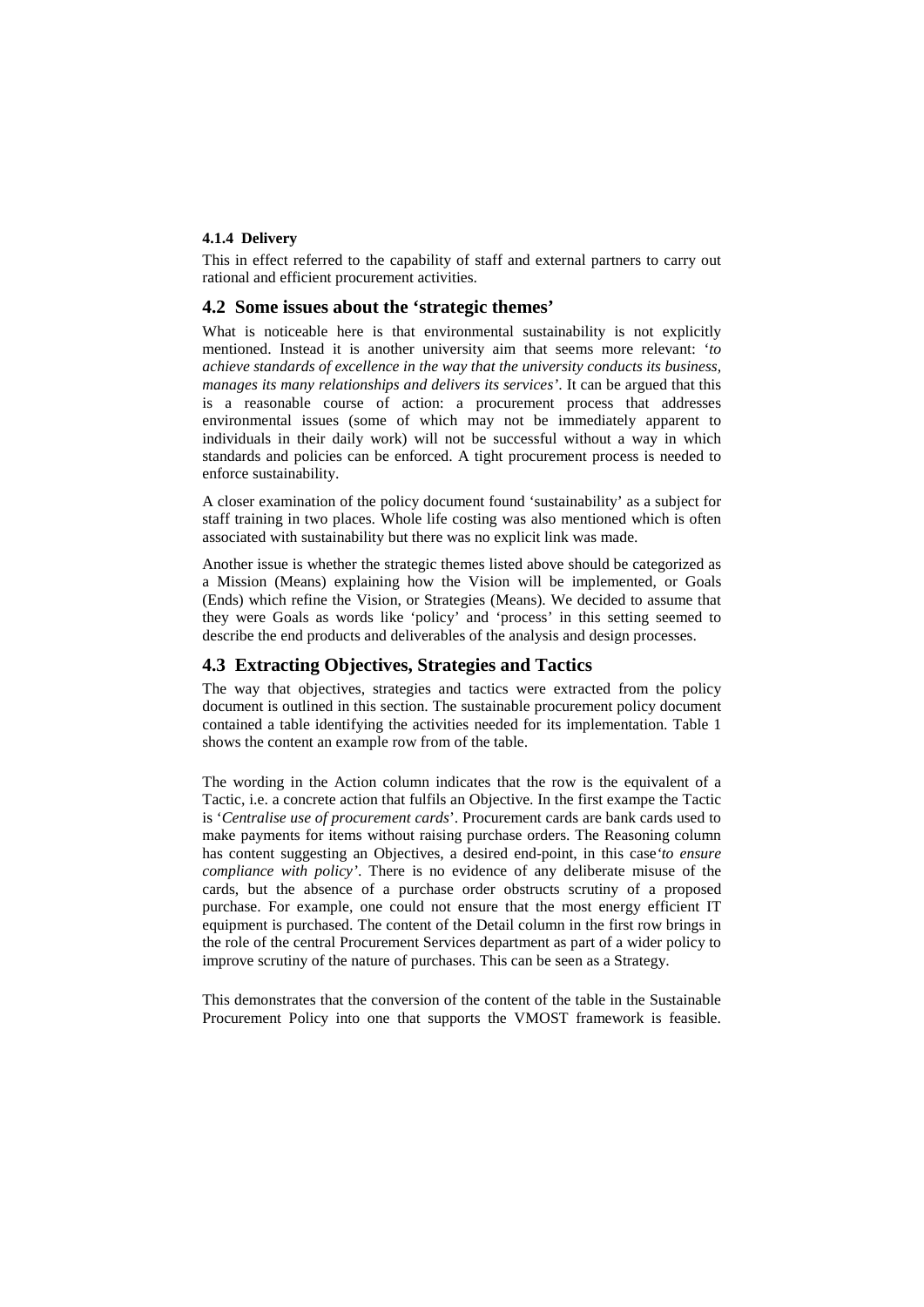#### 4.1.4 Delivery

This in effect referred to the capability of staff and external partners to carry out rational and efficient procurement activities.

### 4.2 Some issues about the 'strategic themes'

What is noticeable here is that environmental sustainability is not explicitly mentioned. Instead it is another university aim that seems more relevant: '*to achieve standards of excellence in the way that the university conducts its business, manages its many relationships and delivers its services'*. It can be argued that this is a reasonable course of action: a procurement process that addresses environmental issues (some of which may not be immediately apparent to individuals in their daily work) will not be successful without a way in which standards and policies can be enforced. A tight procurement process is needed to enforce sustainability.

A closer examination of the policy document found 'sustainability' as a subject for staff training in two places. Whole life costing was also mentioned which is often associated with sustainability but there was no explicit link was made.

Another issue is whether the strategic themes listed above should be categorized as a Mission (Means) explaining how the Vision will be implemented, or Goals (Ends) which refine the Vision, or Strategies (Means). We decided to assume that they were Goals as words like 'policy' and 'process' in this setting seemed to describe the end products and deliverables of the analysis and design processes.

### 4.3 Extracting Objectives, Strategies and Tactics

The way that objectives, strategies and tactics were extracted from the policy document is outlined in this section. The sustainable procurement policy document contained a table identifying the activities needed for its implementation. Table 1 shows the content an example row from of the table.

The wording in the Action column indicates that the row is the equivalent of a Tactic, i.e. a concrete action that fulfils an Objective. In the first exampe the Tactic is '*Centralise use of procurement cards*'. Procurement cards are bank cards used to make payments for items without raising purchase orders. The Reasoning column has content suggesting an Objectives, a desired end-point, in this case*'to ensure compliance with policy'*. There is no evidence of any deliberate misuse of the cards, but the absence of a purchase order obstructs scrutiny of a proposed purchase. For example, one could not ensure that the most energy efficient IT equipment is purchased. The content of the Detail column in the first row brings in the role of the central Procurement Services department as part of a wider policy to improve scrutiny of the nature of purchases. This can be seen as a Strategy.

This demonstrates that the conversion of the content of the table in the Sustainable Procurement Policy into one that supports the VMOST framework is feasible.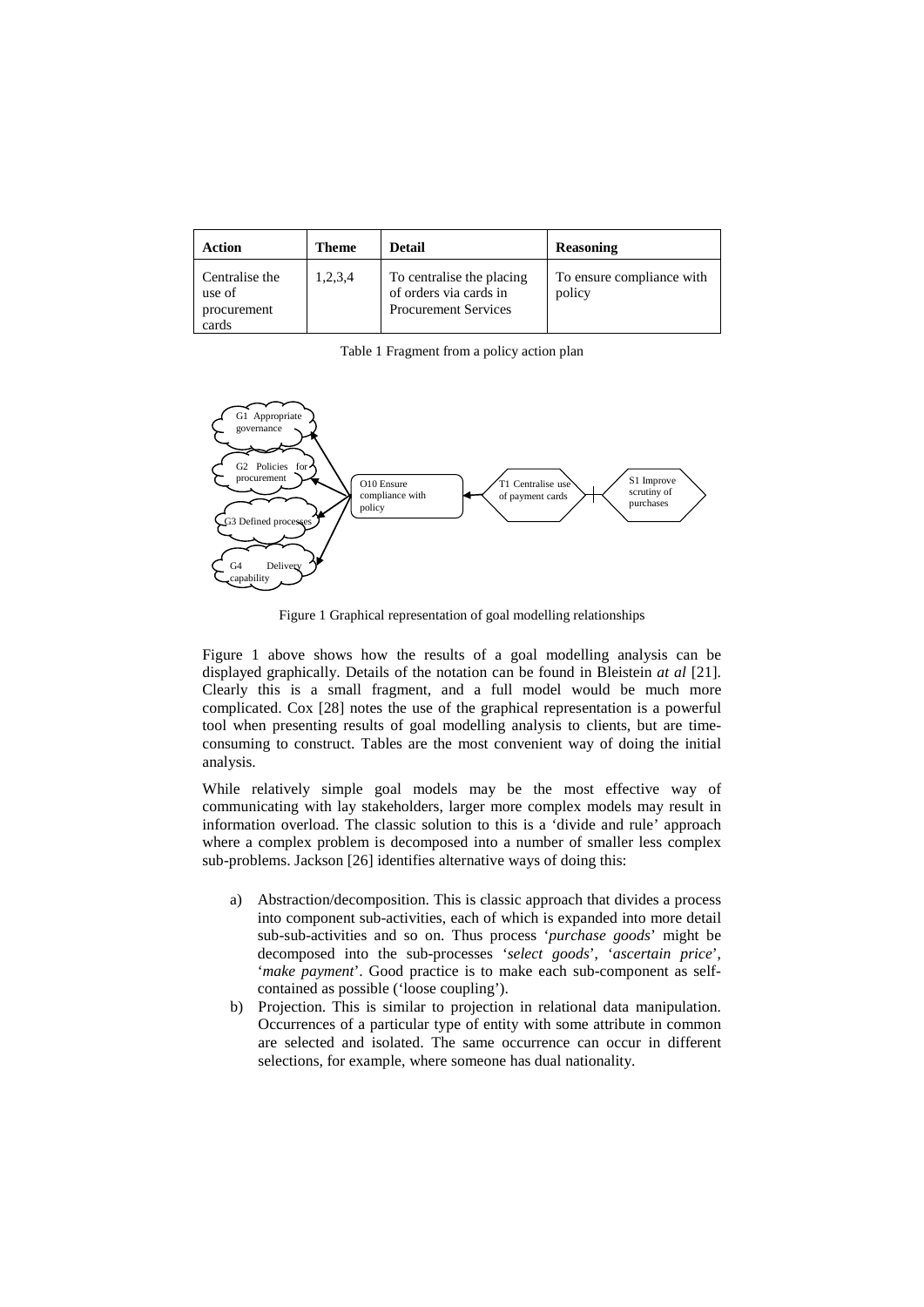| Action | Theme | Detail | Reasoning |
| --- | --- | --- | --- |
| Centralise the use of procurement cards | 1,2,3,4 | To centralise the placing of orders via cards in Procurement Services | To ensure compliance with policy |

Table 1 Fragment from a policy action plan

Figure 1 Graphical representation of goal modelling relationships

Figure 1 above shows how the results of a goal modelling analysis can be displayed graphically. Details of the notation can be found in Bleistein *at al* [21]. Clearly this is a small fragment, and a full model would be much more complicated. Cox [28] notes the use of the graphical representation is a powerful tool when presenting results of goal modelling analysis to clients, but are time-consuming to construct. Tables are the most convenient way of doing the initial analysis.

While relatively simple goal models may be the most effective way of communicating with lay stakeholders, larger more complex models may result in information overload. The classic solution to this is a 'divide and rule' approach where a complex problem is decomposed into a number of smaller less complex sub-problems. Jackson [26] identifies alternative ways of doing this:

a) Abstraction/decomposition. This is classic approach that divides a process into component sub-activities, each of which is expanded into more detail sub-sub-activities and so on. Thus process '*purchase goods*' might be decomposed into the sub-processes '*select goods*', '*ascertain price*', '*make payment*'. Good practice is to make each sub-component as self-contained as possible ('loose coupling').
b) Projection. This is similar to projection in relational data manipulation. Occurrences of a particular type of entity with some attribute in common are selected and isolated. The same occurrence can occur in different selections, for example, where someone has dual nationality.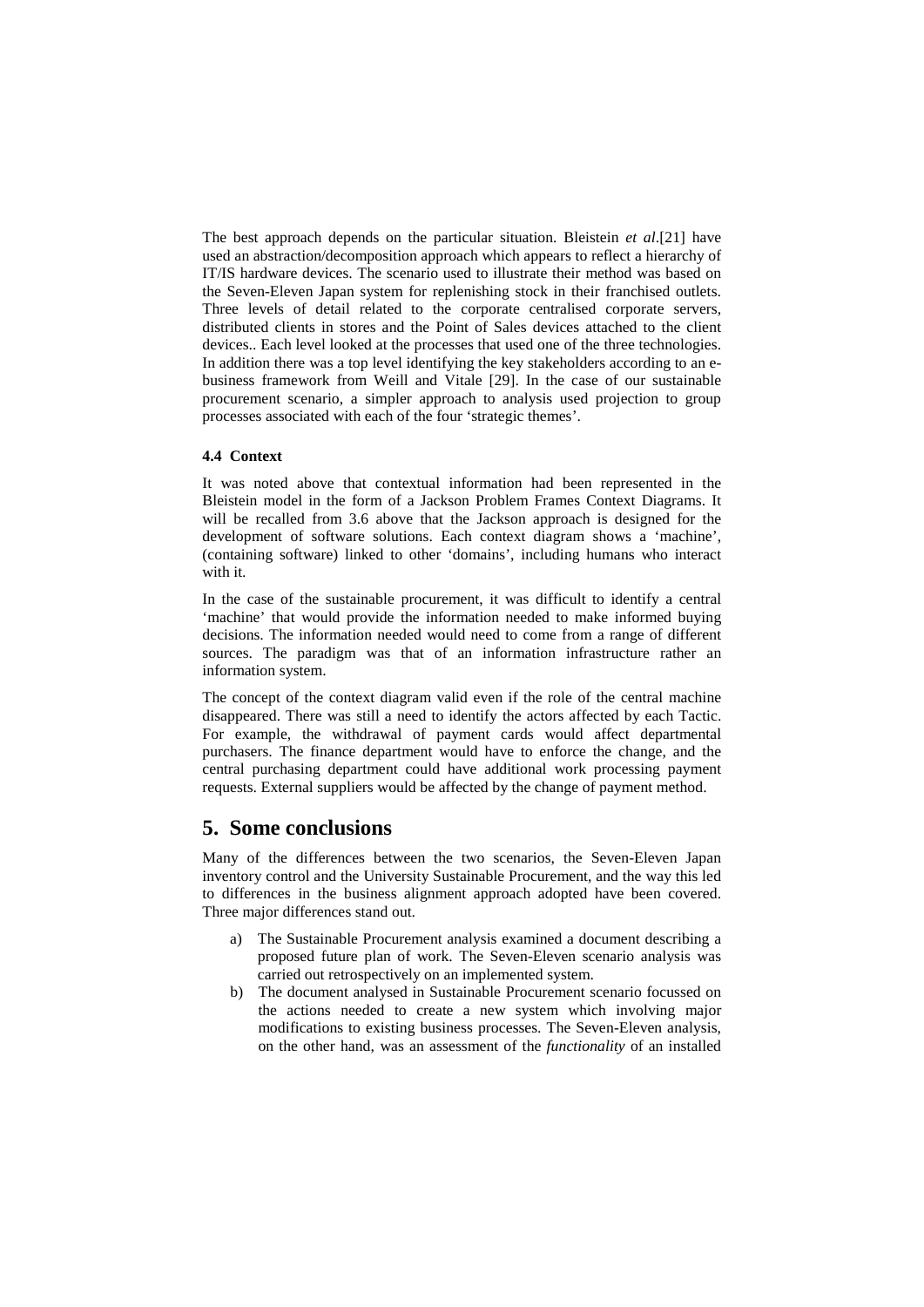The best approach depends on the particular situation. Bleistein *et al*.[21] have used an abstraction/decomposition approach which appears to reflect a hierarchy of IT/IS hardware devices. The scenario used to illustrate their method was based on the Seven-Eleven Japan system for replenishing stock in their franchised outlets. Three levels of detail related to the corporate centralised corporate servers, distributed clients in stores and the Point of Sales devices attached to the client devices.. Each level looked at the processes that used one of the three technologies. In addition there was a top level identifying the key stakeholders according to an e-business framework from Weill and Vitale [29]. In the case of our sustainable procurement scenario, a simpler approach to analysis used projection to group processes associated with each of the four 'strategic themes'.

### 4.4 Context

It was noted above that contextual information had been represented in the Bleistein model in the form of a Jackson Problem Frames Context Diagrams. It will be recalled from 3.6 above that the Jackson approach is designed for the development of software solutions. Each context diagram shows a 'machine', (containing software) linked to other 'domains', including humans who interact with it.

In the case of the sustainable procurement, it was difficult to identify a central 'machine' that would provide the information needed to make informed buying decisions. The information needed would need to come from a range of different sources. The paradigm was that of an information infrastructure rather an information system.

The concept of the context diagram valid even if the role of the central machine disappeared. There was still a need to identify the actors affected by each Tactic. For example, the withdrawal of payment cards would affect departmental purchasers. The finance department would have to enforce the change, and the central purchasing department could have additional work processing payment requests. External suppliers would be affected by the change of payment method.

## 5. Some conclusions

Many of the differences between the two scenarios, the Seven-Eleven Japan inventory control and the University Sustainable Procurement, and the way this led to differences in the business alignment approach adopted have been covered. Three major differences stand out.

a) The Sustainable Procurement analysis examined a document describing a proposed future plan of work. The Seven-Eleven scenario analysis was carried out retrospectively on an implemented system.

b) The document analysed in Sustainable Procurement scenario focussed on the actions needed to create a new system which involving major modifications to existing business processes. The Seven-Eleven analysis, on the other hand, was an assessment of the *functionality* of an installed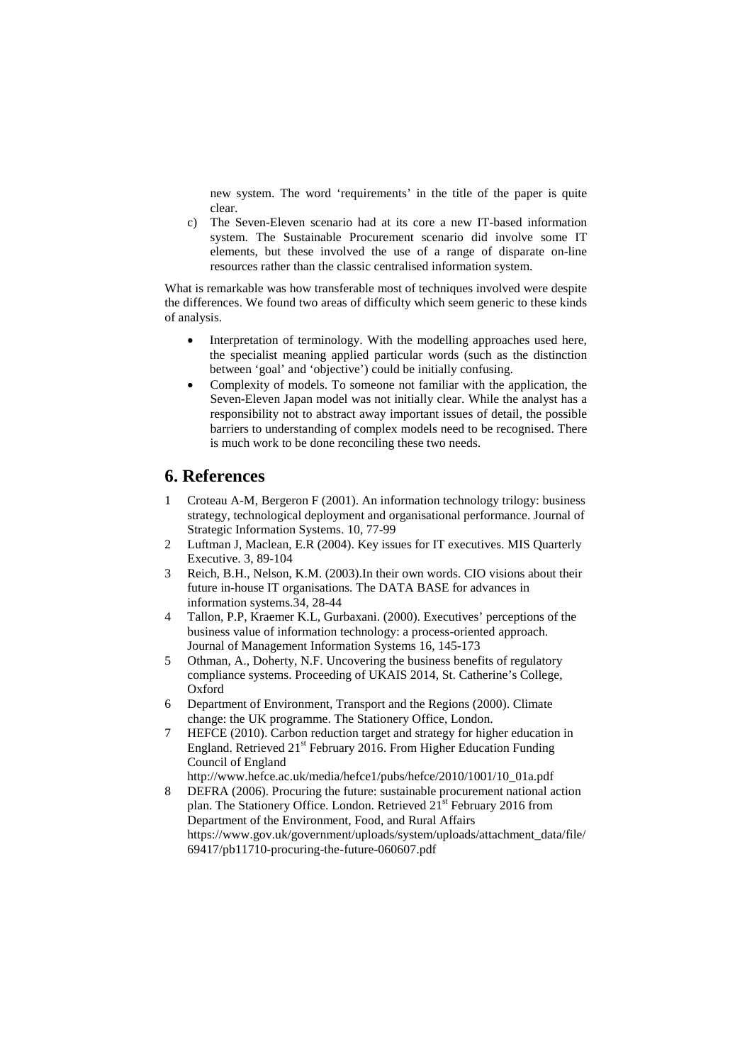new system. The word 'requirements' in the title of the paper is quite clear.

c) The Seven-Eleven scenario had at its core a new IT-based information system. The Sustainable Procurement scenario did involve some IT elements, but these involved the use of a range of disparate on-line resources rather than the classic centralised information system.

What is remarkable was how transferable most of techniques involved were despite the differences. We found two areas of difficulty which seem generic to these kinds of analysis.

- Interpretation of terminology. With the modelling approaches used here, the specialist meaning applied particular words (such as the distinction between 'goal' and 'objective') could be initially confusing.
- Complexity of models. To someone not familiar with the application, the Seven-Eleven Japan model was not initially clear. While the analyst has a responsibility not to abstract away important issues of detail, the possible barriers to understanding of complex models need to be recognised. There is much work to be done reconciling these two needs.

## 6. References

1. Croteau A-M, Bergeron F (2001). An information technology trilogy: business strategy, technological deployment and organisational performance. Journal of Strategic Information Systems. 10, 77-99
2. Luftman J, Maclean, E.R (2004). Key issues for IT executives. MIS Quarterly Executive. 3, 89-104
3. Reich, B.H., Nelson, K.M. (2003).In their own words. CIO visions about their future in-house IT organisations. The DATA BASE for advances in information systems.34, 28-44
4. Tallon, P.P, Kraemer K.L, Gurbaxani. (2000). Executives' perceptions of the business value of information technology: a process-oriented approach. Journal of Management Information Systems 16, 145-173
5. Othman, A., Doherty, N.F. Uncovering the business benefits of regulatory compliance systems. Proceeding of UKAIS 2014, St. Catherine's College, Oxford
6. Department of Environment, Transport and the Regions (2000). Climate change: the UK programme. The Stationery Office, London.
7. HEFCE (2010). Carbon reduction target and strategy for higher education in England. Retrieved 21st February 2016. From Higher Education Funding Council of England http://www.hefce.ac.uk/media/hefce1/pubs/hefce/2010/1001/10_01a.pdf
8. DEFRA (2006). Procuring the future: sustainable procurement national action plan. The Stationery Office. London. Retrieved 21st February 2016 from Department of the Environment, Food, and Rural Affairs https://www.gov.uk/government/uploads/system/uploads/attachment_data/file/69417/pb11710-procuring-the-future-060607.pdf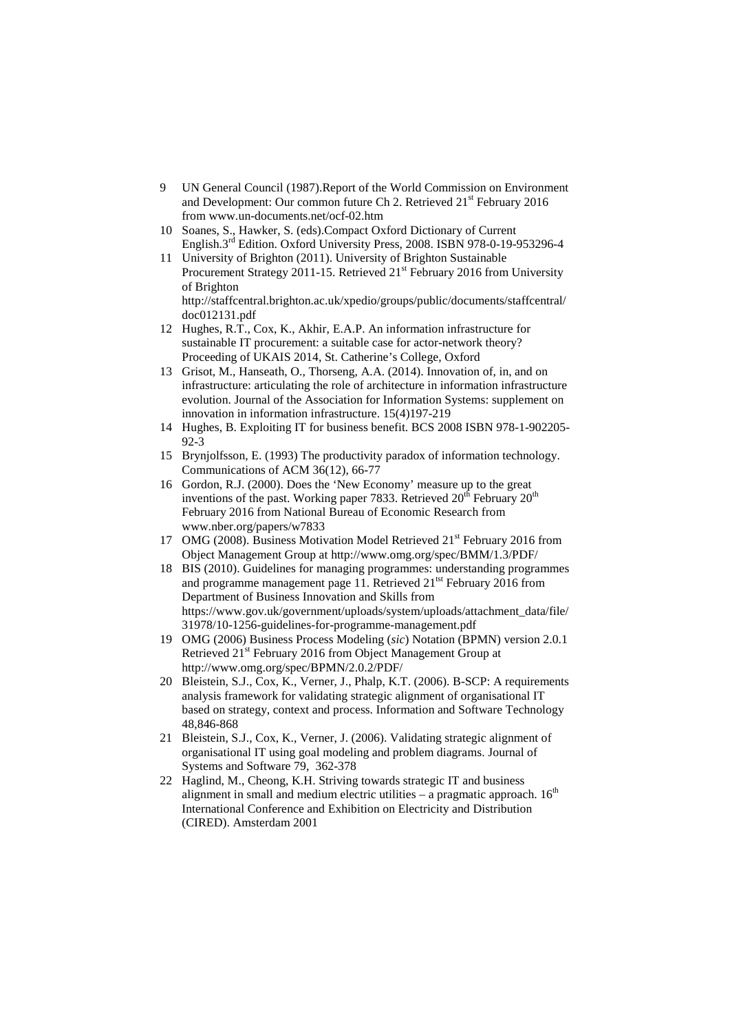9. UN General Council (1987).Report of the World Commission on Environment and Development: Our common future Ch 2. Retrieved 21st February 2016 from www.un-documents.net/ocf-02.htm
10. Soanes, S., Hawker, S. (eds).Compact Oxford Dictionary of Current English.3rd Edition. Oxford University Press, 2008. ISBN 978-0-19-953296-4
11. University of Brighton (2011). University of Brighton Sustainable Procurement Strategy 2011-15. Retrieved 21st February 2016 from University of Brighton http://staffcentral.brighton.ac.uk/xpedio/groups/public/documents/staffcentral/doc012131.pdf
12. Hughes, R.T., Cox, K., Akhir, E.A.P. An information infrastructure for sustainable IT procurement: a suitable case for actor-network theory? Proceeding of UKAIS 2014, St. Catherine's College, Oxford
13. Grisot, M., Hanseath, O., Thorseng, A.A. (2014). Innovation of, in, and on infrastructure: articulating the role of architecture in information infrastructure evolution. Journal of the Association for Information Systems: supplement on innovation in information infrastructure. 15(4)197-219
14. Hughes, B. Exploiting IT for business benefit. BCS 2008 ISBN 978-1-902205-92-3
15. Brynjolfsson, E. (1993) The productivity paradox of information technology. Communications of ACM 36(12), 66-77
16. Gordon, R.J. (2000). Does the 'New Economy' measure up to the great inventions of the past. Working paper 7833. Retrieved 20th February 20th February 2016 from National Bureau of Economic Research from www.nber.org/papers/w7833
17. OMG (2008). Business Motivation Model Retrieved 21st February 2016 from Object Management Group at http://www.omg.org/spec/BMM/1.3/PDF/
18. BIS (2010). Guidelines for managing programmes: understanding programmes and programme management page 11. Retrieved 21tst February 2016 from Department of Business Innovation and Skills from https://www.gov.uk/government/uploads/system/uploads/attachment_data/file/31978/10-1256-guidelines-for-programme-management.pdf
19. OMG (2006) Business Process Modeling (*sic*) Notation (BPMN) version 2.0.1 Retrieved 21st February 2016 from Object Management Group at http://www.omg.org/spec/BPMN/2.0.2/PDF/
20. Bleistein, S.J., Cox, K., Verner, J., Phalp, K.T. (2006). B-SCP: A requirements analysis framework for validating strategic alignment of organisational IT based on strategy, context and process. Information and Software Technology 48,846-868
21. Bleistein, S.J., Cox, K., Verner, J. (2006). Validating strategic alignment of organisational IT using goal modeling and problem diagrams. Journal of Systems and Software 79, 362-378
22. Haglind, M., Cheong, K.H. Striving towards strategic IT and business alignment in small and medium electric utilities – a pragmatic approach. 16th International Conference and Exhibition on Electricity and Distribution (CIRED). Amsterdam 2001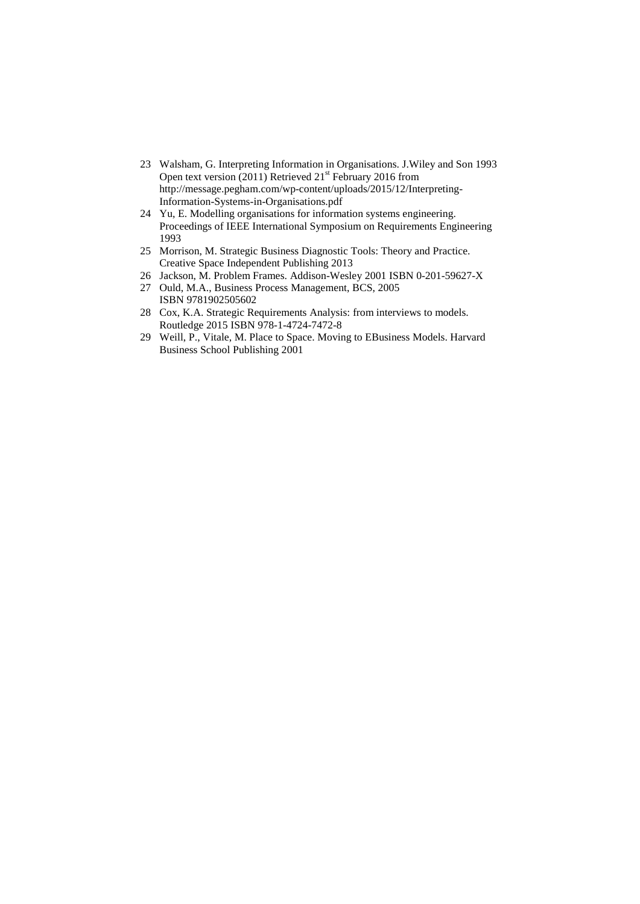23. Walsham, G. Interpreting Information in Organisations. J.Wiley and Son 1993 Open text version (2011) Retrieved 21st February 2016 from http://message.pegham.com/wp-content/uploads/2015/12/Interpreting-Information-Systems-in-Organisations.pdf
24. Yu, E. Modelling organisations for information systems engineering. Proceedings of IEEE International Symposium on Requirements Engineering 1993
25. Morrison, M. Strategic Business Diagnostic Tools: Theory and Practice. Creative Space Independent Publishing 2013
26. Jackson, M. Problem Frames. Addison-Wesley 2001 ISBN 0-201-59627-X
27. Ould, M.A., Business Process Management, BCS, 2005 ISBN 9781902505602
28. Cox, K.A. Strategic Requirements Analysis: from interviews to models. Routledge 2015 ISBN 978-1-4724-7472-8
29. Weill, P., Vitale, M. Place to Space. Moving to EBusiness Models. Harvard Business School Publishing 2001